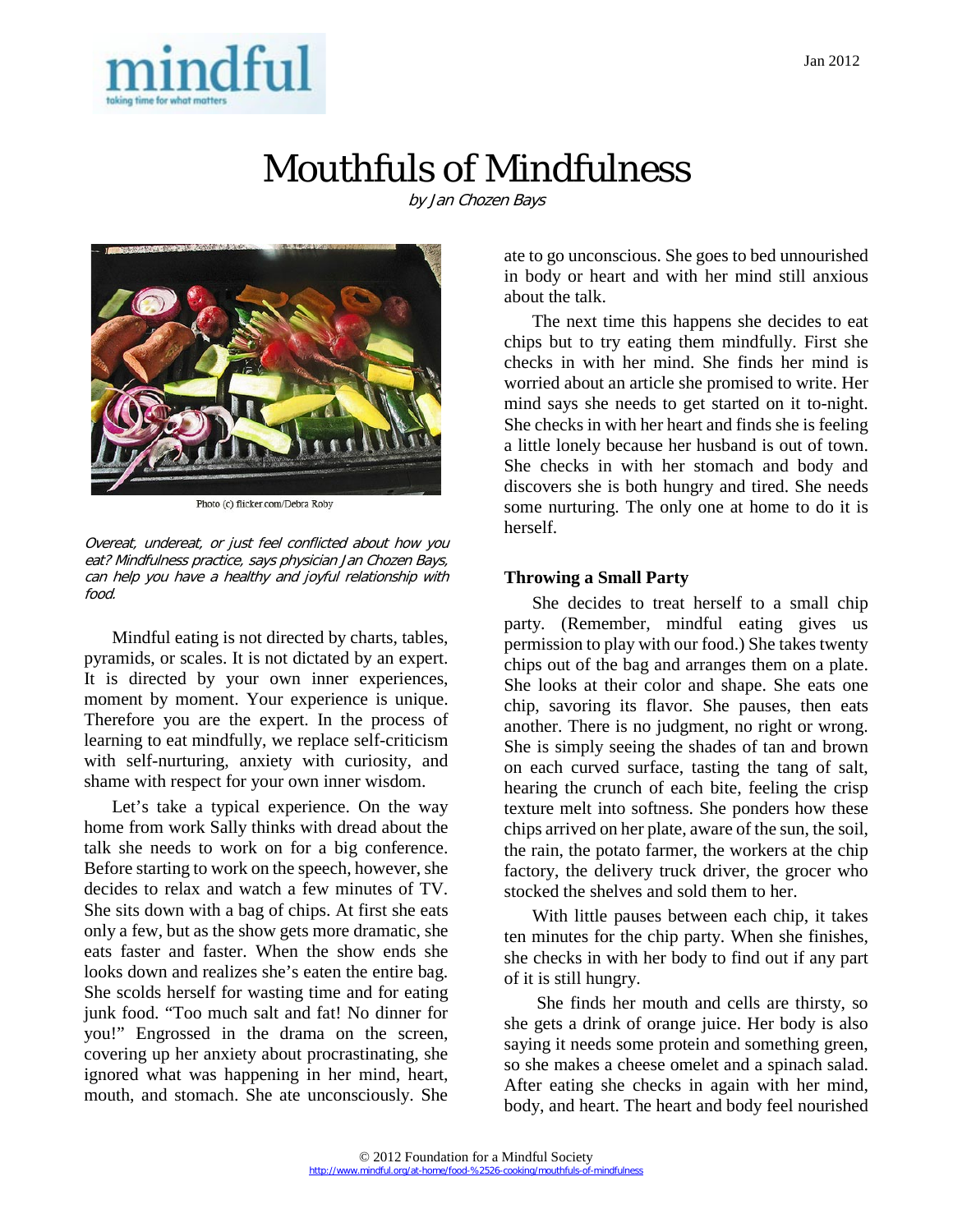Jan 2012

# Mouthfuls of Mindfulness

*by Jan Chozen Bays*

Photo (c) flicker.com/Debra Roby

*Overeat, undereat, or just feel conflicted about how you eat? Mindfulness practice, says physician Jan Chozen Bays, can help you have a healthy and joyful relationship with food.*

Mindful eating is not directed by charts, tables, pyramids, or scales. It is not dictated by an expert. It is directed by your own inner experiences, moment by moment. Your experience is unique. Therefore you are the expert. In the process of learning to eat mindfully, we replace self-criticism with self-nurturing, anxiety with curiosity, and shame with respect for your own inner wisdom.

Let's take a typical experience. On the way home from work Sally thinks with dread about the talk she needs to work on for a big conference. Before starting to work on the speech, however, she decides to relax and watch a few minutes of TV. She sits down with a bag of chips. At first she eats only a few, but as the show gets more dramatic, she eats faster and faster. When the show ends she looks down and realizes she's eaten the entire bag. She scolds herself for wasting time and for eating junk food. "Too much salt and fat! No dinner for you!" Engrossed in the drama on the screen, covering up her anxiety about procrastinating, she ignored what was happening in her mind, heart, mouth, and stomach. She ate unconsciously. She ate to go unconscious. She goes to bed unnourished in body or heart and with her mind still anxious about the talk.

The next time this happens she decides to eat chips but to try eating them mindfully. First she checks in with her mind. She finds her mind is worried about an article she promised to write. Her mind says she needs to get started on it to-night. She checks in with her heart and finds she is feeling a little lonely because her husband is out of town. She checks in with her stomach and body and discovers she is both hungry and tired. She needs some nurturing. The only one at home to do it is herself.

## Throwing a Small Party

She decides to treat herself to a small chip party. (Remember, mindful eating gives us permission to play with our food.) She takes twenty chips out of the bag and arranges them on a plate. She looks at their color and shape. She eats one chip, savoring its flavor. She pauses, then eats another. There is no judgment, no right or wrong. She is simply seeing the shades of tan and brown on each curved surface, tasting the tang of salt, hearing the crunch of each bite, feeling the crisp texture melt into softness. She ponders how these chips arrived on her plate, aware of the sun, the soil, the rain, the potato farmer, the workers at the chip factory, the delivery truck driver, the grocer who stocked the shelves and sold them to her.

With little pauses between each chip, it takes ten minutes for the chip party. When she finishes, she checks in with her body to find out if any part of it is still hungry.

She finds her mouth and cells are thirsty, so she gets a drink of orange juice. Her body is also saying it needs some protein and something green, so she makes a cheese omelet and a spinach salad. After eating she checks in again with her mind, body, and heart. The heart and body feel nourished

© 2012 Foundation for a Mindful Society
http://www.mindful.org/at-home/food-%2526-cooking/mouthfuls-of-mindfulness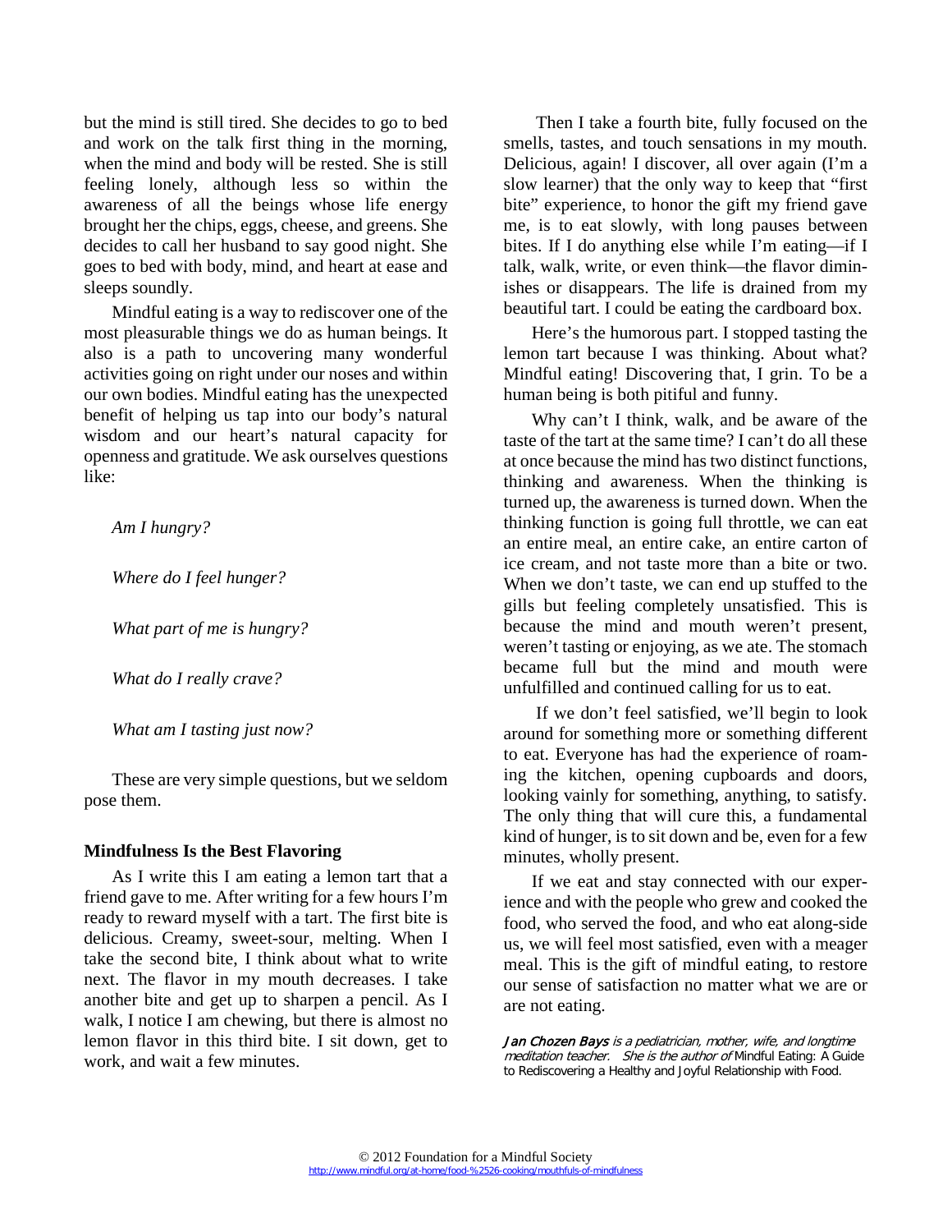but the mind is still tired. She decides to go to bed and work on the talk first thing in the morning, when the mind and body will be rested. She is still feeling lonely, although less so within the awareness of all the beings whose life energy brought her the chips, eggs, cheese, and greens. She decides to call her husband to say good night. She goes to bed with body, mind, and heart at ease and sleeps soundly.

Mindful eating is a way to rediscover one of the most pleasurable things we do as human beings. It also is a path to uncovering many wonderful activities going on right under our noses and within our own bodies. Mindful eating has the unexpected benefit of helping us tap into our body's natural wisdom and our heart's natural capacity for openness and gratitude. We ask ourselves questions like:

*Am I hungry?*

*Where do I feel hunger?*

*What part of me is hungry?*

*What do I really crave?*

*What am I tasting just now?*

These are very simple questions, but we seldom pose them.

### Mindfulness Is the Best Flavoring

As I write this I am eating a lemon tart that a friend gave to me. After writing for a few hours I'm ready to reward myself with a tart. The first bite is delicious. Creamy, sweet-sour, melting. When I take the second bite, I think about what to write next. The flavor in my mouth decreases. I take another bite and get up to sharpen a pencil. As I walk, I notice I am chewing, but there is almost no lemon flavor in this third bite. I sit down, get to work, and wait a few minutes.

Then I take a fourth bite, fully focused on the smells, tastes, and touch sensations in my mouth. Delicious, again! I discover, all over again (I'm a slow learner) that the only way to keep that "first bite" experience, to honor the gift my friend gave me, is to eat slowly, with long pauses between bites. If I do anything else while I'm eating—if I talk, walk, write, or even think—the flavor diminishes or disappears. The life is drained from my beautiful tart. I could be eating the cardboard box.

Here's the humorous part. I stopped tasting the lemon tart because I was thinking. About what? Mindful eating! Discovering that, I grin. To be a human being is both pitiful and funny.

Why can't I think, walk, and be aware of the taste of the tart at the same time? I can't do all these at once because the mind has two distinct functions, thinking and awareness. When the thinking is turned up, the awareness is turned down. When the thinking function is going full throttle, we can eat an entire meal, an entire cake, an entire carton of ice cream, and not taste more than a bite or two. When we don't taste, we can end up stuffed to the gills but feeling completely unsatisfied. This is because the mind and mouth weren't present, weren't tasting or enjoying, as we ate. The stomach became full but the mind and mouth were unfulfilled and continued calling for us to eat.

If we don't feel satisfied, we'll begin to look around for something more or something different to eat. Everyone has had the experience of roaming the kitchen, opening cupboards and doors, looking vainly for something, anything, to satisfy. The only thing that will cure this, a fundamental kind of hunger, is to sit down and be, even for a few minutes, wholly present.

If we eat and stay connected with our experience and with the people who grew and cooked the food, who served the food, and who eat along-side us, we will feel most satisfied, even with a meager meal. This is the gift of mindful eating, to restore our sense of satisfaction no matter what we are or are not eating.

***Jan Chozen Bays*** *is a pediatrician, mother, wife, and longtime meditation teacher. She is the author of* Mindful Eating: A Guide to Rediscovering a Healthy and Joyful Relationship with Food.

© 2012 Foundation for a Mindful Society
http://www.mindful.org/at-home/food-%2526-cooking/mouthfuls-of-mindfulness